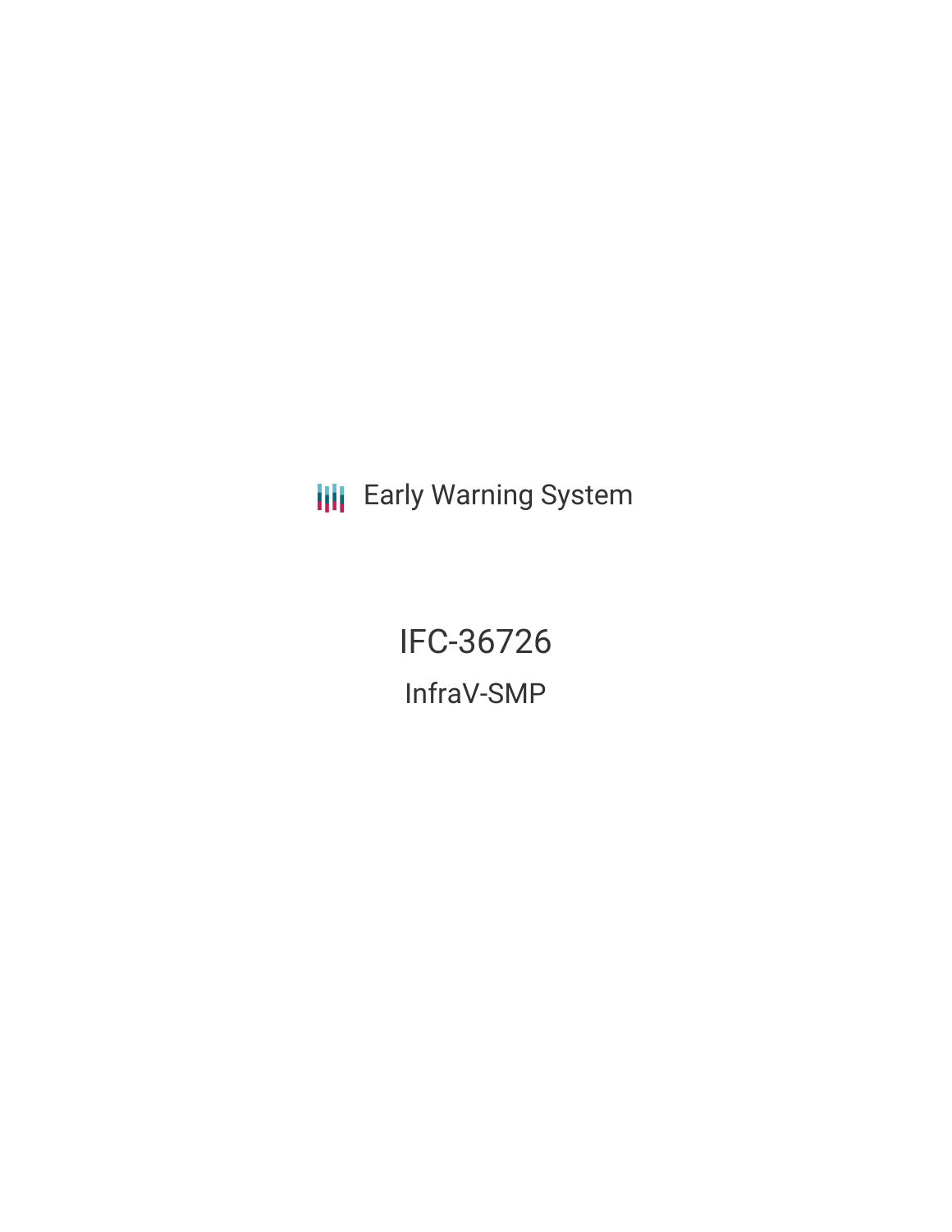Early Warning System

# IFC-36726

## InfraV-SMP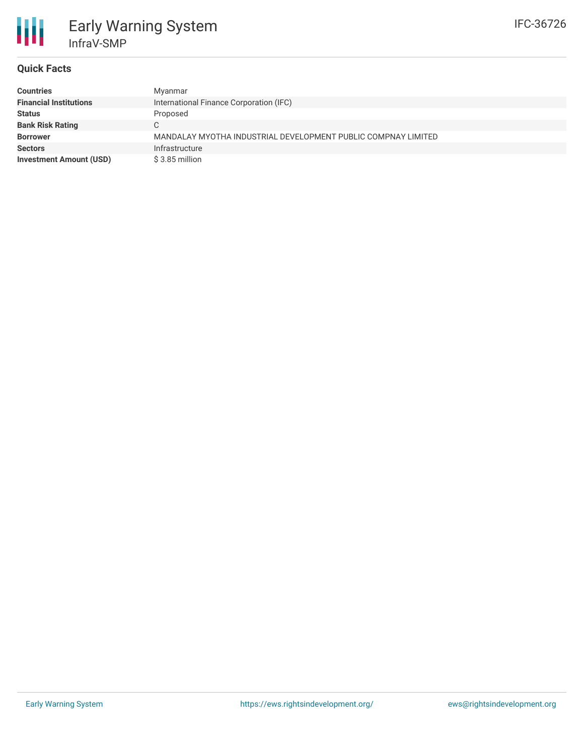# Early Warning System

## InfraV-SMP

IFC-36726

### Quick Facts

| | |
|---|---|
| **Countries** | Myanmar |
| **Financial Institutions** | International Finance Corporation (IFC) |
| **Status** | Proposed |
| **Bank Risk Rating** | C |
| **Borrower** | MANDALAY MYOTHA INDUSTRIAL DEVELOPMENT PUBLIC COMPNAY LIMITED |
| **Sectors** | Infrastructure |
| **Investment Amount (USD)** | $ 3.85 million |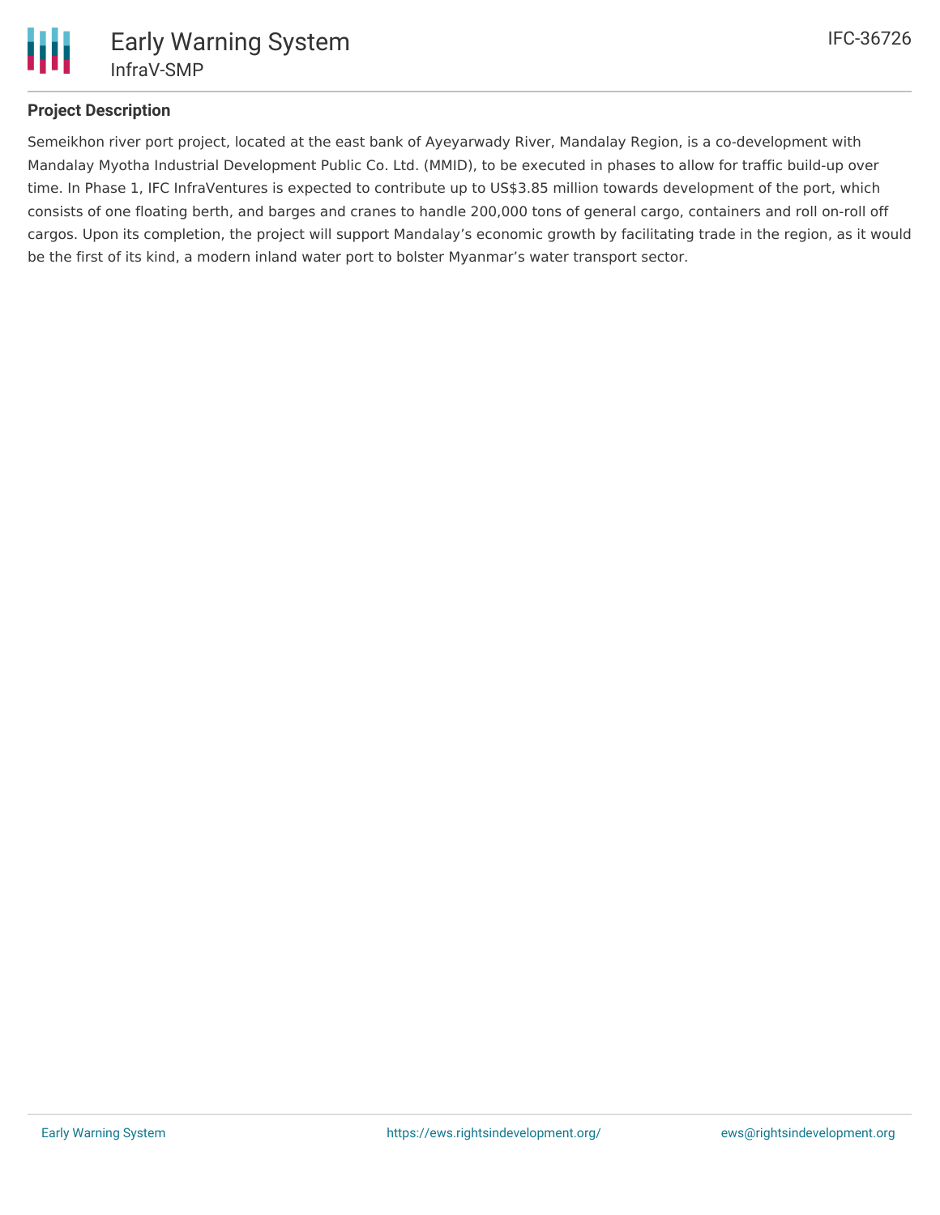## Project Description

Semeikhon river port project, located at the east bank of Ayeyarwady River, Mandalay Region, is a co-development with Mandalay Myotha Industrial Development Public Co. Ltd. (MMID), to be executed in phases to allow for traffic build-up over time. In Phase 1, IFC InfraVentures is expected to contribute up to US$3.85 million towards development of the port, which consists of one floating berth, and barges and cranes to handle 200,000 tons of general cargo, containers and roll on-roll off cargos. Upon its completion, the project will support Mandalay's economic growth by facilitating trade in the region, as it would be the first of its kind, a modern inland water port to bolster Myanmar's water transport sector.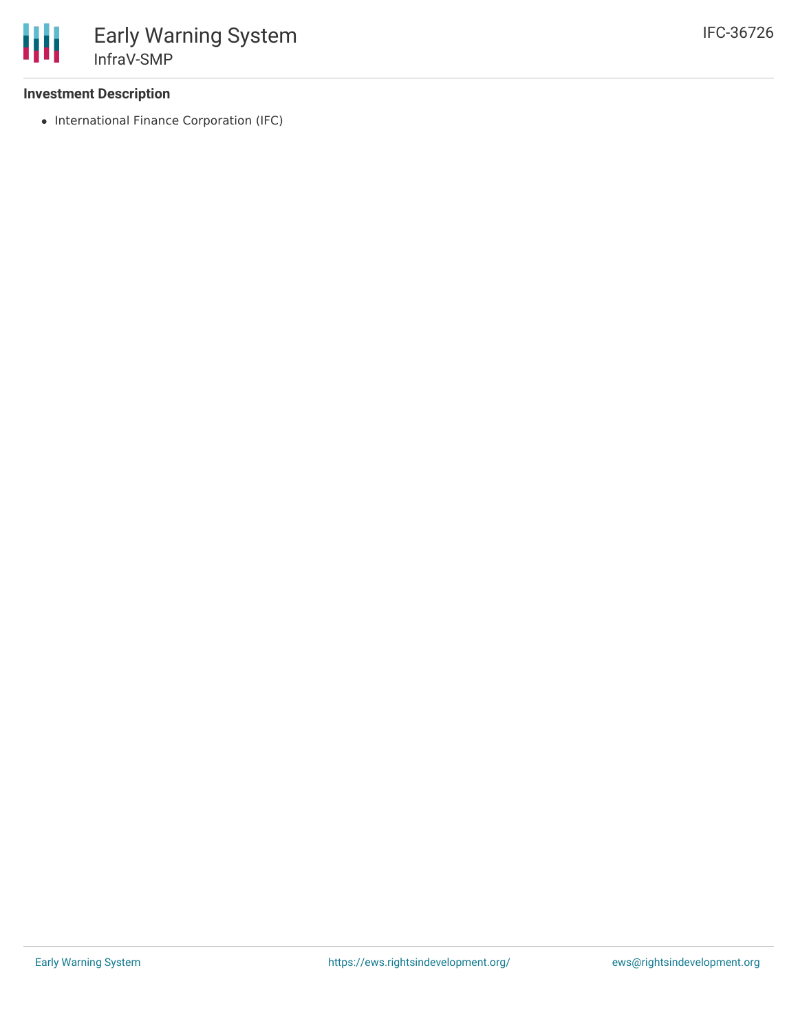**Investment Description**

- International Finance Corporation (IFC)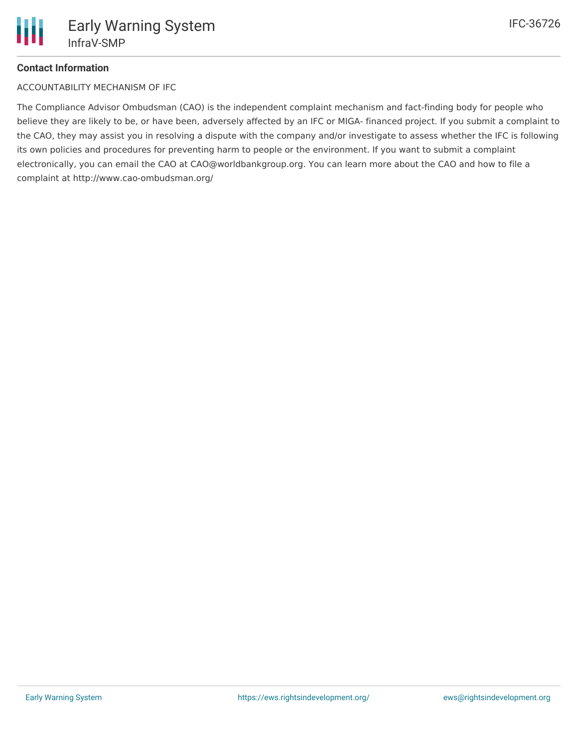**Contact Information**

ACCOUNTABILITY MECHANISM OF IFC

The Compliance Advisor Ombudsman (CAO) is the independent complaint mechanism and fact-finding body for people who believe they are likely to be, or have been, adversely affected by an IFC or MIGA- financed project. If you submit a complaint to the CAO, they may assist you in resolving a dispute with the company and/or investigate to assess whether the IFC is following its own policies and procedures for preventing harm to people or the environment. If you want to submit a complaint electronically, you can email the CAO at CAO@worldbankgroup.org. You can learn more about the CAO and how to file a complaint at http://www.cao-ombudsman.org/